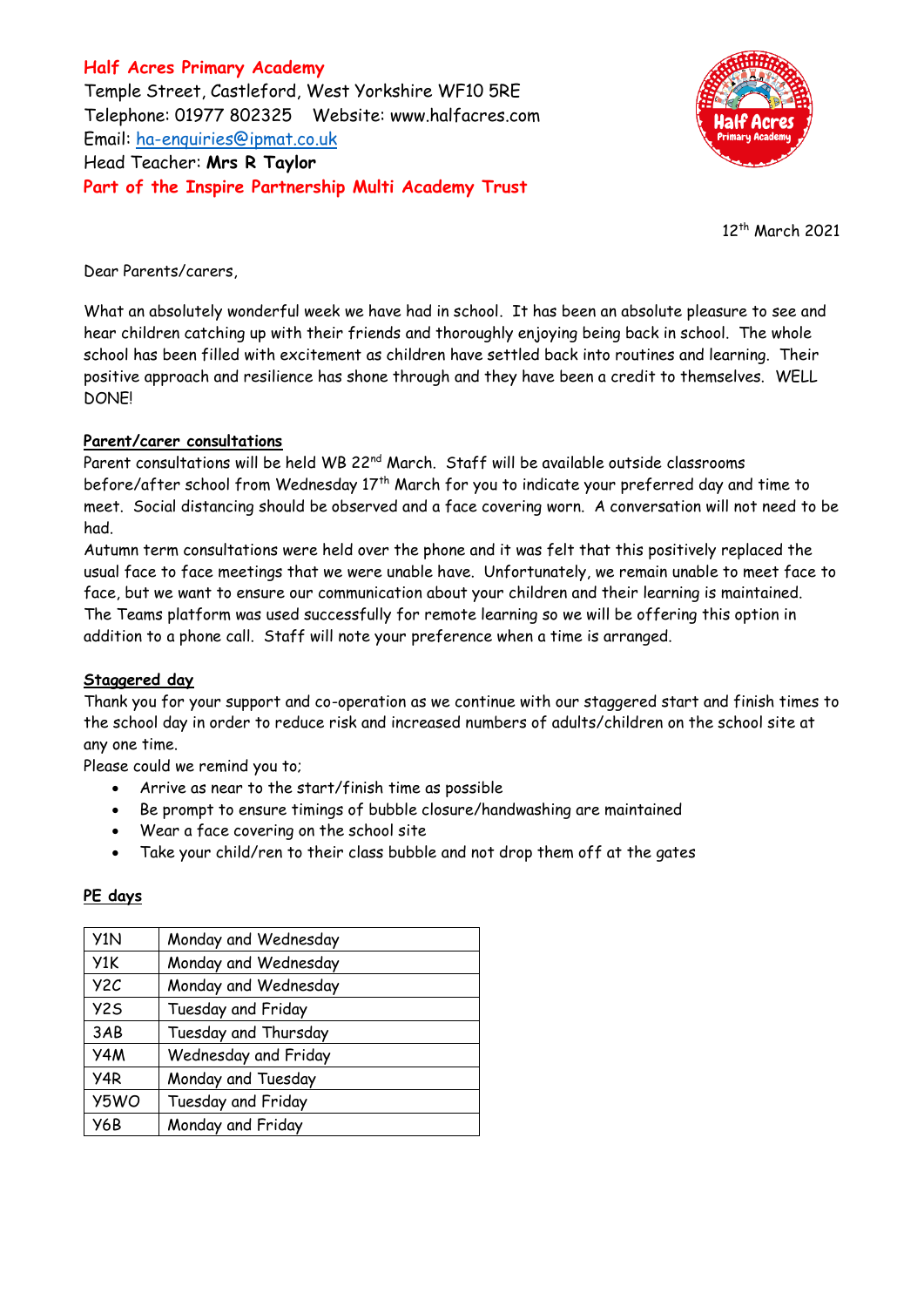**Half Acres Primary Academy**
Temple Street, Castleford, West Yorkshire WF10 5RE
Telephone: 01977 802325 Website: www.halfacres.com
Email: ha-enquiries@ipmat.co.uk
Head Teacher: **Mrs R Taylor**
**Part of the Inspire Partnership Multi Academy Trust**

12th March 2021

Dear Parents/carers,

What an absolutely wonderful week we have had in school. It has been an absolute pleasure to see and hear children catching up with their friends and thoroughly enjoying being back in school. The whole school has been filled with excitement as children have settled back into routines and learning. Their positive approach and resilience has shone through and they have been a credit to themselves. WELL DONE!

**Parent/carer consultations**

Parent consultations will be held WB 22nd March. Staff will be available outside classrooms before/after school from Wednesday 17th March for you to indicate your preferred day and time to meet. Social distancing should be observed and a face covering worn. A conversation will not need to be had.

Autumn term consultations were held over the phone and it was felt that this positively replaced the usual face to face meetings that we were unable have. Unfortunately, we remain unable to meet face to face, but we want to ensure our communication about your children and their learning is maintained. The Teams platform was used successfully for remote learning so we will be offering this option in addition to a phone call. Staff will note your preference when a time is arranged.

**Staggered day**

Thank you for your support and co-operation as we continue with our staggered start and finish times to the school day in order to reduce risk and increased numbers of adults/children on the school site at any one time.

Please could we remind you to;

- Arrive as near to the start/finish time as possible
- Be prompt to ensure timings of bubble closure/handwashing are maintained
- Wear a face covering on the school site
- Take your child/ren to their class bubble and not drop them off at the gates

**PE days**

| | |
|---|---|
| Y1N | Monday and Wednesday |
| Y1K | Monday and Wednesday |
| Y2C | Monday and Wednesday |
| Y2S | Tuesday and Friday |
| 3AB | Tuesday and Thursday |
| Y4M | Wednesday and Friday |
| Y4R | Monday and Tuesday |
| Y5WO | Tuesday and Friday |
| Y6B | Monday and Friday |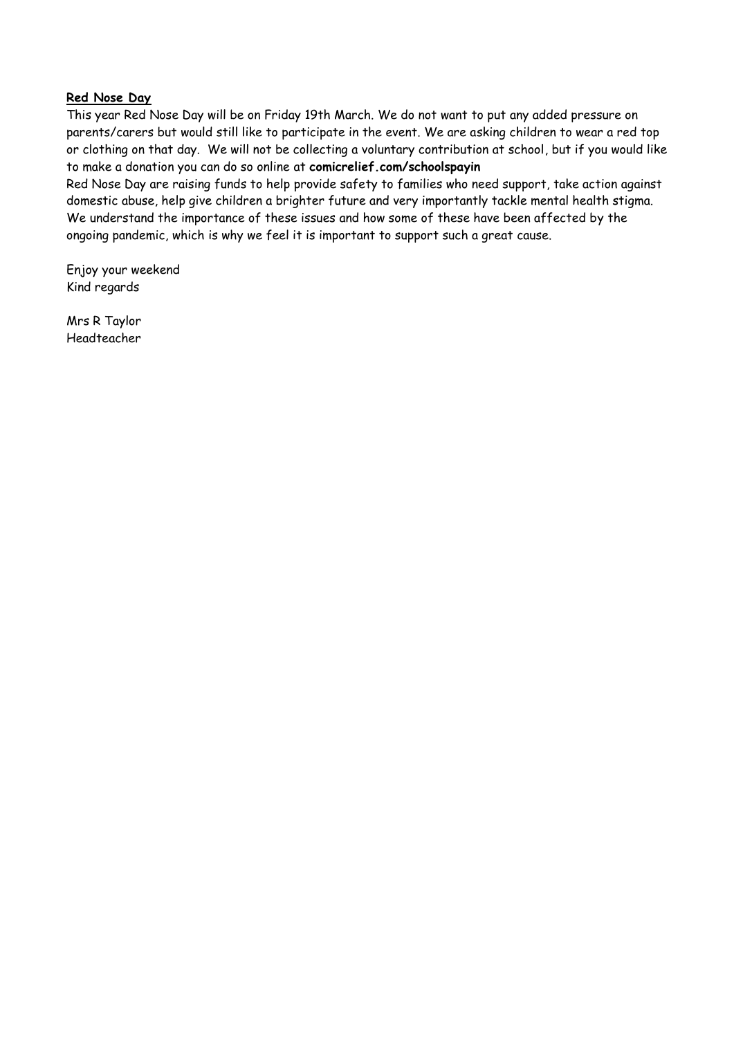**<u>Red Nose Day</u>**

This year Red Nose Day will be on Friday 19th March. We do not want to put any added pressure on parents/carers but would still like to participate in the event. We are asking children to wear a red top or clothing on that day. We will not be collecting a voluntary contribution at school, but if you would like to make a donation you can do so online at **comicrelief.com/schoolspayin**

Red Nose Day are raising funds to help provide safety to families who need support, take action against domestic abuse, help give children a brighter future and very importantly tackle mental health stigma. We understand the importance of these issues and how some of these have been affected by the ongoing pandemic, which is why we feel it is important to support such a great cause.

Enjoy your weekend
Kind regards

Mrs R Taylor
Headteacher